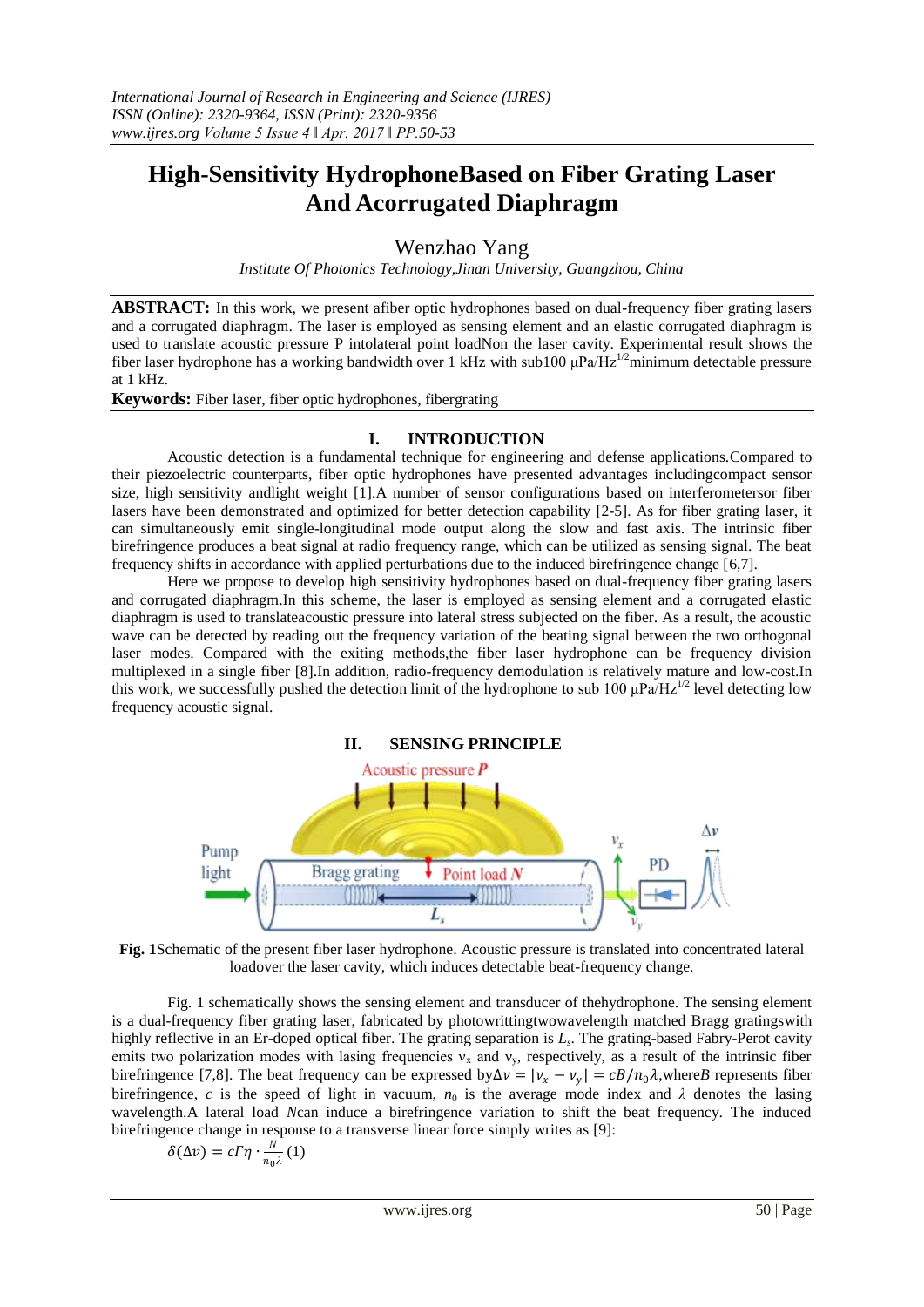# High-Sensitivity HydrophoneBased on Fiber Grating Laser And Acorrugated Diaphragm

Wenzhao Yang

*Institute Of Photonics Technology,Jinan University, Guangzhou, China*

**ABSTRACT:** In this work, we present afiber optic hydrophones based on dual-frequency fiber grating lasers and a corrugated diaphragm. The laser is employed as sensing element and an elastic corrugated diaphragm is used to translate acoustic pressure P intolateral point loadNon the laser cavity. Experimental result shows the fiber laser hydrophone has a working bandwidth over 1 kHz with sub100 μPa/Hz$^{1/2}$minimum detectable pressure at 1 kHz.

**Keywords:** Fiber laser, fiber optic hydrophones, fibergrating

## I. INTRODUCTION

Acoustic detection is a fundamental technique for engineering and defense applications.Compared to their piezoelectric counterparts, fiber optic hydrophones have presented advantages includingcompact sensor size, high sensitivity andlight weight [1].A number of sensor configurations based on interferometersor fiber lasers have been demonstrated and optimized for better detection capability [2-5]. As for fiber grating laser, it can simultaneously emit single-longitudinal mode output along the slow and fast axis. The intrinsic fiber birefringence produces a beat signal at radio frequency range, which can be utilized as sensing signal. The beat frequency shifts in accordance with applied perturbations due to the induced birefringence change [6,7].

Here we propose to develop high sensitivity hydrophones based on dual-frequency fiber grating lasers and corrugated diaphragm.In this scheme, the laser is employed as sensing element and a corrugated elastic diaphragm is used to translateacoustic pressure into lateral stress subjected on the fiber. As a result, the acoustic wave can be detected by reading out the frequency variation of the beating signal between the two orthogonal laser modes. Compared with the exiting methods,the fiber laser hydrophone can be frequency division multiplexed in a single fiber [8].In addition, radio-frequency demodulation is relatively mature and low-cost.In this work, we successfully pushed the detection limit of the hydrophone to sub 100 μPa/Hz$^{1/2}$ level detecting low frequency acoustic signal.

## II. SENSING PRINCIPLE

Acoustic pressure *P*

Pump light

Bragg grating

Point load *N*

$L_s$

$v_x$

$v_y$

PD

$\Delta v$

**Fig. 1**Schematic of the present fiber laser hydrophone. Acoustic pressure is translated into concentrated lateral loadover the laser cavity, which induces detectable beat-frequency change.

Fig. 1 schematically shows the sensing element and transducer of thehydrophone. The sensing element is a dual-frequency fiber grating laser, fabricated by photowrittingtwowavelength matched Bragg gratingswith highly reflective in an Er-doped optical fiber. The grating separation is $L_s$. The grating-based Fabry-Perot cavity emits two polarization modes with lasing frequencies $v_x$ and $v_y$, respectively, as a result of the intrinsic fiber birefringence [7,8]. The beat frequency can be expressed by$\Delta v = |v_x - v_y| = cB/n_0\lambda$,where*B* represents fiber birefringence, *c* is the speed of light in vacuum, $n_0$ is the average mode index and $\lambda$ denotes the lasing wavelength.A lateral load *N*can induce a birefringence variation to shift the beat frequency. The induced birefringence change in response to a transverse linear force simply writes as [9]:

$$\delta(\Delta v) = c\Gamma\eta \cdot \frac{N}{n_0\lambda} \quad (1)$$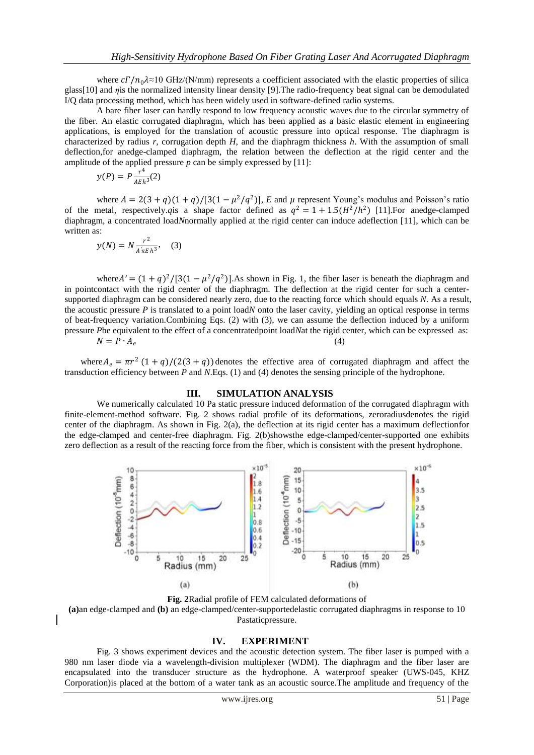where $c\Gamma/n_0\lambda \approx 10$ GHz/(N/mm) represents a coefficient associated with the elastic properties of silica glass[10] and $\eta$is the normalized intensity linear density [9].The radio-frequency beat signal can be demodulated I/Q data processing method, which has been widely used in software-defined radio systems.

A bare fiber laser can hardly respond to low frequency acoustic waves due to the circular symmetry of the fiber. An elastic corrugated diaphragm, which has been applied as a basic elastic element in engineering applications, is employed for the translation of acoustic pressure into optical response. The diaphragm is characterized by radius $r$, corrugation depth $H$, and the diaphragm thickness $h$. With the assumption of small deflection,for anedge-clamped diaphragm, the relation between the deflection at the rigid center and the amplitude of the applied pressure $p$ can be simply expressed by [11]:

$$y(P) = P\frac{r^4}{AEh^3} \quad (2)$$

where $A = 2(3+q)(1+q)/[3(1-\mu^2/q^2)]$, $E$ and $\mu$ represent Young's modulus and Poisson's ratio of the metal, respectively.$q$is a shape factor defined as $q^2 = 1 + 1.5(H^2/h^2)$ [11].For anedge-clamped diaphragm, a concentrated load$N$normally applied at the rigid center can induce adeflection [11], which can be written as:

$$y(N) = N\frac{r^2}{A'\pi E h^3}, \quad (3)$$

where$A' = (1+q)^2/[3(1-\mu^2/q^2)]$.As shown in Fig. 1, the fiber laser is beneath the diaphragm and in pointcontact with the rigid center of the diaphragm. The deflection at the rigid center for such a center-supported diaphragm can be considered nearly zero, due to the reacting force which should equals $N$. As a result, the acoustic pressure $P$ is translated to a point load$N$ onto the laser cavity, yielding an optical response in terms of beat-frequency variation.Combining Eqs. (2) with (3), we can assume the deflection induced by a uniform pressure $P$be equivalent to the effect of a concentratedpoint load$N$at the rigid center, which can be expressed as:

$$N = P \cdot A_e \quad (4)$$

where$A_e = \pi r^2(1+q)/(2(3+q))$ denotes the effective area of corrugated diaphragm and affect the transduction efficiency between $P$ and $N$.Eqs. (1) and (4) denotes the sensing principle of the hydrophone.

## III. SIMULATION ANALYSIS

We numerically calculated 10 Pa static pressure induced deformation of the corrugated diaphragm with finite-element-method software. Fig. 2 shows radial profile of its deformations, zeroradiusdenotes the rigid center of the diaphragm. As shown in Fig. 2(a), the deflection at its rigid center has a maximum deflectionfor the edge-clamped and center-free diaphragm. Fig. 2(b)showsthe edge-clamped/center-supported one exhibits zero deflection as a result of the reacting force from the fiber, which is consistent with the present hydrophone.

(a)
Deflection ($10^{-5}$mm)
10
8
6
4
2
0
-2
-4
-6
-8
-10
0 5 10 15 20 25
Radius (mm)
$\times 10^{-5}$
2
1.8
1.6
1.4
1.2
1
0.8
0.6
0.4
0.2
0

(b)
Deflection ($10^{-6}$mm)
20
15
10
5
0
-5
-10
-15
-20
0 5 10 15 20 25
Radius (mm)
$\times 10^{-6}$
4
3.5
3
2.5
2
1.5
1
0.5
0

**Fig. 2**Radial profile of FEM calculated deformations of **(a)**an edge-clamped and **(b)** an edge-clamped/center-supportedelastic corrugated diaphragms in response to 10 Pastaticpressure.

## IV. EXPERIMENT

Fig. 3 shows experiment devices and the acoustic detection system. The fiber laser is pumped with a 980 nm laser diode via a wavelength-division multiplexer (WDM). The diaphragm and the fiber laser are encapsulated into the transducer structure as the hydrophone. A waterproof speaker (UWS-045, KHZ Corporation)is placed at the bottom of a water tank as an acoustic source.The amplitude and frequency of the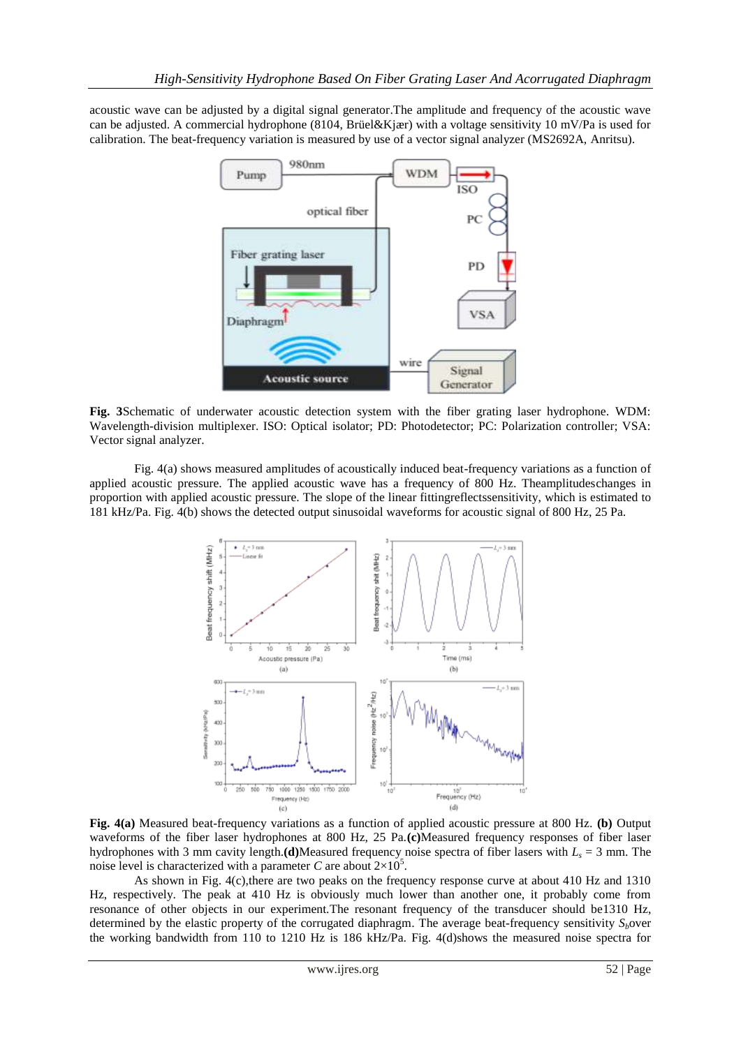acoustic wave can be adjusted by a digital signal generator.The amplitude and frequency of the acoustic wave can be adjusted. A commercial hydrophone (8104, Brüel&Kjær) with a voltage sensitivity 10 mV/Pa is used for calibration. The beat-frequency variation is measured by use of a vector signal analyzer (MS2692A, Anritsu).

Pump
980nm
WDM
ISO
PC
optical fiber
Fiber grating laser
Diaphragm
PD
VSA
wire
Acoustic source
Signal Generator

**Fig. 3**Schematic of underwater acoustic detection system with the fiber grating laser hydrophone. WDM: Wavelength-division multiplexer. ISO: Optical isolator; PD: Photodetector; PC: Polarization controller; VSA: Vector signal analyzer.

Fig. 4(a) shows measured amplitudes of acoustically induced beat-frequency variations as a function of applied acoustic pressure. The applied acoustic wave has a frequency of 800 Hz. Theamplitudeschanges in proportion with applied acoustic pressure. The slope of the linear fittingreflectssensitivity, which is estimated to 181 kHz/Pa. Fig. 4(b) shows the detected output sinusoidal waveforms for acoustic signal of 800 Hz, 25 Pa.

**Fig. 4(a)** Measured beat-frequency variations as a function of applied acoustic pressure at 800 Hz. **(b)** Output waveforms of the fiber laser hydrophones at 800 Hz, 25 Pa.**(c)**Measured frequency responses of fiber laser hydrophones with 3 mm cavity length.**(d)**Measured frequency noise spectra of fiber lasers with $L_s$ = 3 mm. The noise level is characterized with a parameter $C$ are about $2\times10^5$.

As shown in Fig. 4(c),there are two peaks on the frequency response curve at about 410 Hz and 1310 Hz, respectively. The peak at 410 Hz is obviously much lower than another one, it probably come from resonance of other objects in our experiment.The resonant frequency of the transducer should be1310 Hz, determined by the elastic property of the corrugated diaphragm. The average beat-frequency sensitivity $S_b$over the working bandwidth from 110 to 1210 Hz is 186 kHz/Pa. Fig. 4(d)shows the measured noise spectra for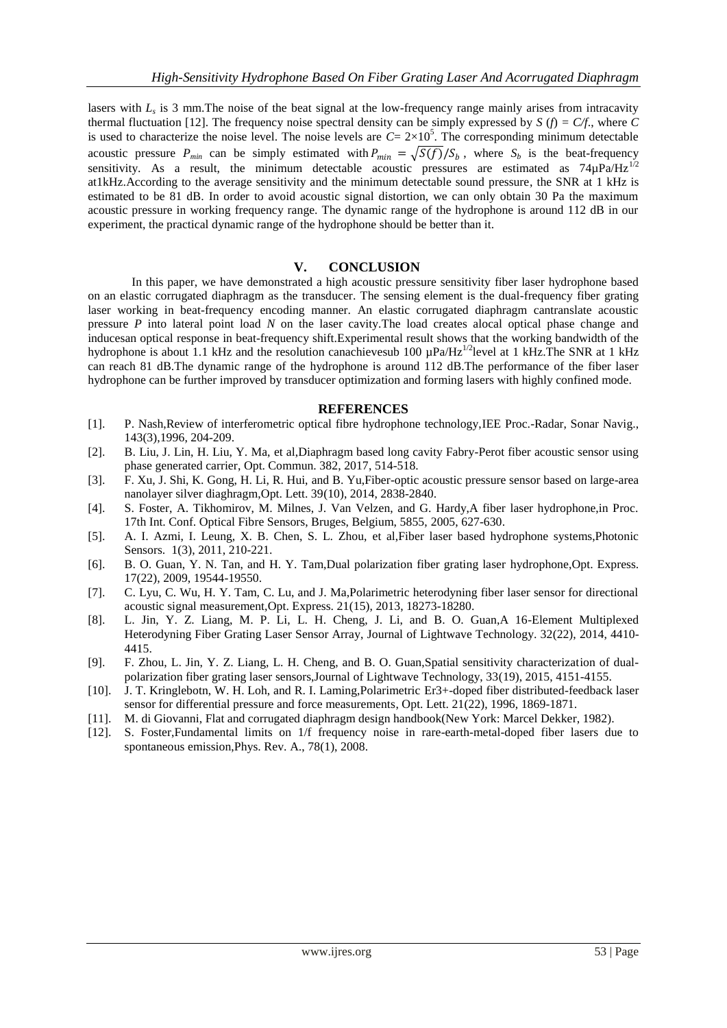lasers with $L_s$ is 3 mm.The noise of the beat signal at the low-frequency range mainly arises from intracavity thermal fluctuation [12]. The frequency noise spectral density can be simply expressed by $S(f) = C/f$., where $C$ is used to characterize the noise level. The noise levels are $C= 2\times10^5$. The corresponding minimum detectable acoustic pressure $P_{min}$ can be simply estimated with $P_{min} = \sqrt{S(f)}/S_b$, where $S_b$ is the beat-frequency sensitivity. As a result, the minimum detectable acoustic pressures are estimated as 74μPa/Hz$^{1/2}$ at1kHz.According to the average sensitivity and the minimum detectable sound pressure, the SNR at 1 kHz is estimated to be 81 dB. In order to avoid acoustic signal distortion, we can only obtain 30 Pa the maximum acoustic pressure in working frequency range. The dynamic range of the hydrophone is around 112 dB in our experiment, the practical dynamic range of the hydrophone should be better than it.

## V. CONCLUSION

In this paper, we have demonstrated a high acoustic pressure sensitivity fiber laser hydrophone based on an elastic corrugated diaphragm as the transducer. The sensing element is the dual-frequency fiber grating laser working in beat-frequency encoding manner. An elastic corrugated diaphragm cantranslate acoustic pressure $P$ into lateral point load $N$ on the laser cavity.The load creates alocal optical phase change and inducesan optical response in beat-frequency shift.Experimental result shows that the working bandwidth of the hydrophone is about 1.1 kHz and the resolution canachievesub 100 μPa/Hz$^{1/2}$level at 1 kHz.The SNR at 1 kHz can reach 81 dB.The dynamic range of the hydrophone is around 112 dB.The performance of the fiber laser hydrophone can be further improved by transducer optimization and forming lasers with highly confined mode.

## REFERENCES

[1]. P. Nash,Review of interferometric optical fibre hydrophone technology,IEE Proc.-Radar, Sonar Navig., 143(3),1996, 204-209.

[2]. B. Liu, J. Lin, H. Liu, Y. Ma, et al,Diaphragm based long cavity Fabry-Perot fiber acoustic sensor using phase generated carrier, Opt. Commun. 382, 2017, 514-518.

[3]. F. Xu, J. Shi, K. Gong, H. Li, R. Hui, and B. Yu,Fiber-optic acoustic pressure sensor based on large-area nanolayer silver diaghragm,Opt. Lett. 39(10), 2014, 2838-2840.

[4]. S. Foster, A. Tikhomirov, M. Milnes, J. Van Velzen, and G. Hardy,A fiber laser hydrophone,in Proc. 17th Int. Conf. Optical Fibre Sensors, Bruges, Belgium, 5855, 2005, 627-630.

[5]. A. I. Azmi, I. Leung, X. B. Chen, S. L. Zhou, et al,Fiber laser based hydrophone systems,Photonic Sensors. 1(3), 2011, 210-221.

[6]. B. O. Guan, Y. N. Tan, and H. Y. Tam,Dual polarization fiber grating laser hydrophone,Opt. Express. 17(22), 2009, 19544-19550.

[7]. C. Lyu, C. Wu, H. Y. Tam, C. Lu, and J. Ma,Polarimetric heterodyning fiber laser sensor for directional acoustic signal measurement,Opt. Express. 21(15), 2013, 18273-18280.

[8]. L. Jin, Y. Z. Liang, M. P. Li, L. H. Cheng, J. Li, and B. O. Guan,A 16-Element Multiplexed Heterodyning Fiber Grating Laser Sensor Array, Journal of Lightwave Technology. 32(22), 2014, 4410-4415.

[9]. F. Zhou, L. Jin, Y. Z. Liang, L. H. Cheng, and B. O. Guan,Spatial sensitivity characterization of dual-polarization fiber grating laser sensors,Journal of Lightwave Technology, 33(19), 2015, 4151-4155.

[10]. J. T. Kringlebotn, W. H. Loh, and R. I. Laming,Polarimetric Er3+-doped fiber distributed-feedback laser sensor for differential pressure and force measurements, Opt. Lett. 21(22), 1996, 1869-1871.

[11]. M. di Giovanni, Flat and corrugated diaphragm design handbook(New York: Marcel Dekker, 1982).

[12]. S. Foster,Fundamental limits on 1/f frequency noise in rare-earth-metal-doped fiber lasers due to spontaneous emission,Phys. Rev. A., 78(1), 2008.